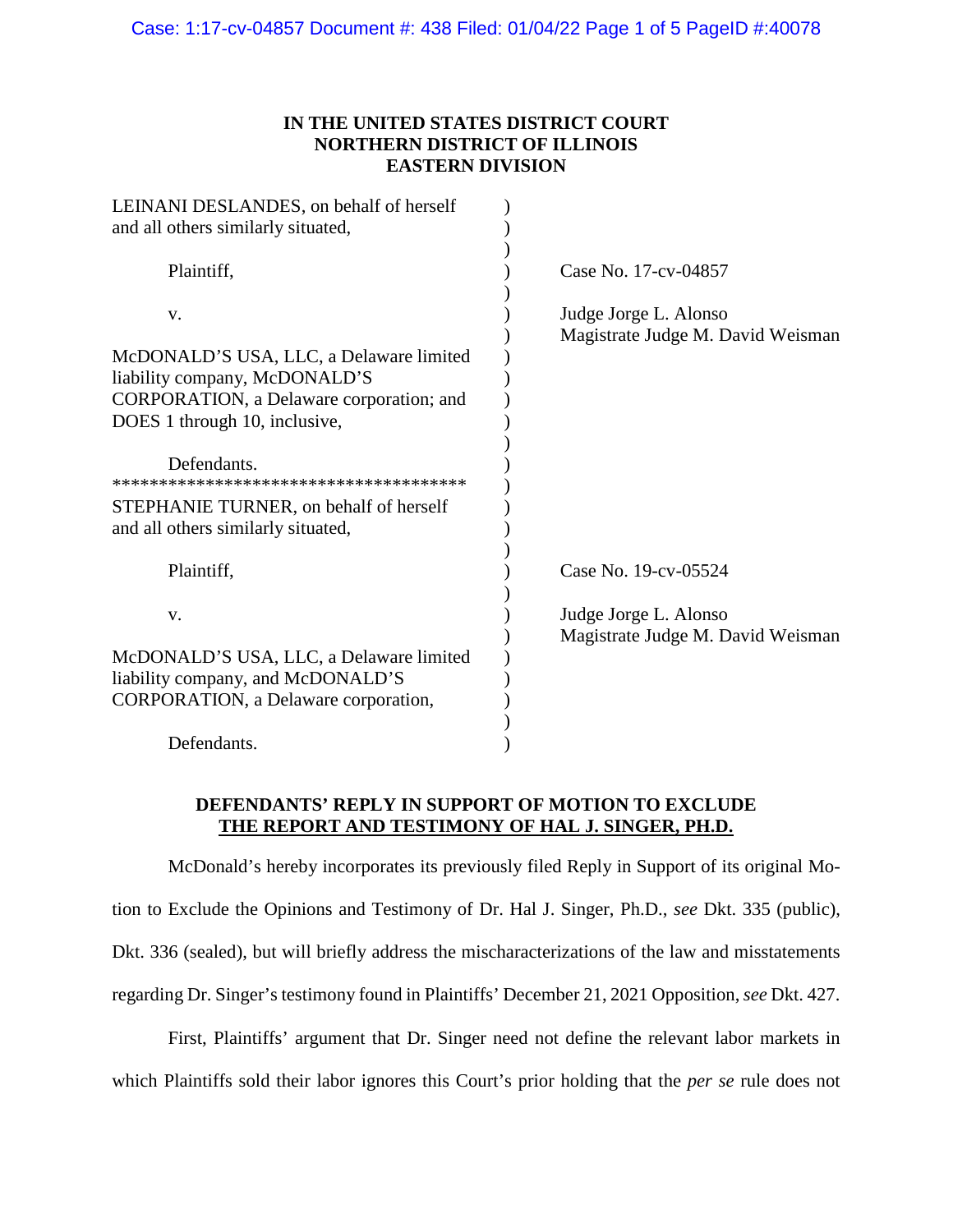**IN THE UNITED STATES DISTRICT COURT**
**NORTHERN DISTRICT OF ILLINOIS**
**EASTERN DIVISION**

| | |
|---|---|
| LEINANI DESLANDES, on behalf of herself and all others similarly situated,<br><br>Plaintiff,<br><br>v.<br><br>McDONALD'S USA, LLC, a Delaware limited liability company, McDONALD'S CORPORATION, a Delaware corporation; and DOES 1 through 10, inclusive,<br><br>Defendants. | Case No. 17-cv-04857<br><br>Judge Jorge L. Alonso<br>Magistrate Judge M. David Weisman |
| STEPHANIE TURNER, on behalf of herself and all others similarly situated,<br><br>Plaintiff,<br><br>v.<br><br>McDONALD'S USA, LLC, a Delaware limited liability company, and McDONALD'S CORPORATION, a Delaware corporation,<br><br>Defendants. | Case No. 19-cv-05524<br><br>Judge Jorge L. Alonso<br>Magistrate Judge M. David Weisman |

**DEFENDANTS' REPLY IN SUPPORT OF MOTION TO EXCLUDE THE REPORT AND TESTIMONY OF HAL J. SINGER, PH.D.**

McDonald's hereby incorporates its previously filed Reply in Support of its original Motion to Exclude the Opinions and Testimony of Dr. Hal J. Singer, Ph.D., *see* Dkt. 335 (public), Dkt. 336 (sealed), but will briefly address the mischaracterizations of the law and misstatements regarding Dr. Singer's testimony found in Plaintiffs' December 21, 2021 Opposition, *see* Dkt. 427.

First, Plaintiffs' argument that Dr. Singer need not define the relevant labor markets in which Plaintiffs sold their labor ignores this Court's prior holding that the *per se* rule does not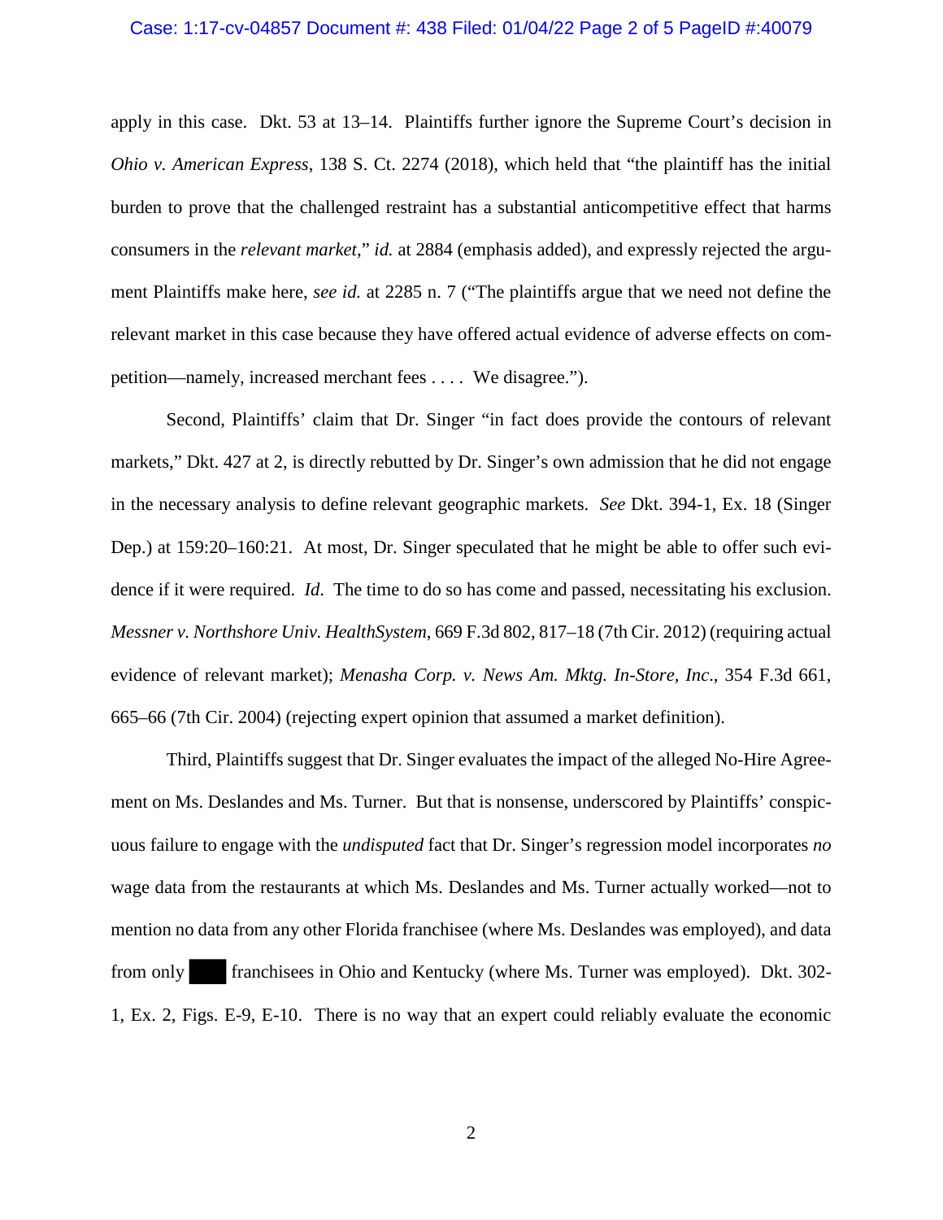apply in this case. Dkt. 53 at 13–14. Plaintiffs further ignore the Supreme Court's decision in *Ohio v. American Express*, 138 S. Ct. 2274 (2018), which held that "the plaintiff has the initial burden to prove that the challenged restraint has a substantial anticompetitive effect that harms consumers in the *relevant market*," *id.* at 2884 (emphasis added), and expressly rejected the argument Plaintiffs make here, *see id.* at 2285 n. 7 ("The plaintiffs argue that we need not define the relevant market in this case because they have offered actual evidence of adverse effects on competition—namely, increased merchant fees . . . . We disagree.").

Second, Plaintiffs' claim that Dr. Singer "in fact does provide the contours of relevant markets," Dkt. 427 at 2, is directly rebutted by Dr. Singer's own admission that he did not engage in the necessary analysis to define relevant geographic markets. *See* Dkt. 394-1, Ex. 18 (Singer Dep.) at 159:20–160:21. At most, Dr. Singer speculated that he might be able to offer such evidence if it were required. *Id.* The time to do so has come and passed, necessitating his exclusion. *Messner v. Northshore Univ. HealthSystem*, 669 F.3d 802, 817–18 (7th Cir. 2012) (requiring actual evidence of relevant market); *Menasha Corp. v. News Am. Mktg. In-Store, Inc*., 354 F.3d 661, 665–66 (7th Cir. 2004) (rejecting expert opinion that assumed a market definition).

Third, Plaintiffs suggest that Dr. Singer evaluates the impact of the alleged No-Hire Agreement on Ms. Deslandes and Ms. Turner. But that is nonsense, underscored by Plaintiffs' conspicuous failure to engage with the *undisputed* fact that Dr. Singer's regression model incorporates *no* wage data from the restaurants at which Ms. Deslandes and Ms. Turner actually worked—not to mention no data from any other Florida franchisee (where Ms. Deslandes was employed), and data from only ███ franchisees in Ohio and Kentucky (where Ms. Turner was employed). Dkt. 302-1, Ex. 2, Figs. E-9, E-10. There is no way that an expert could reliably evaluate the economic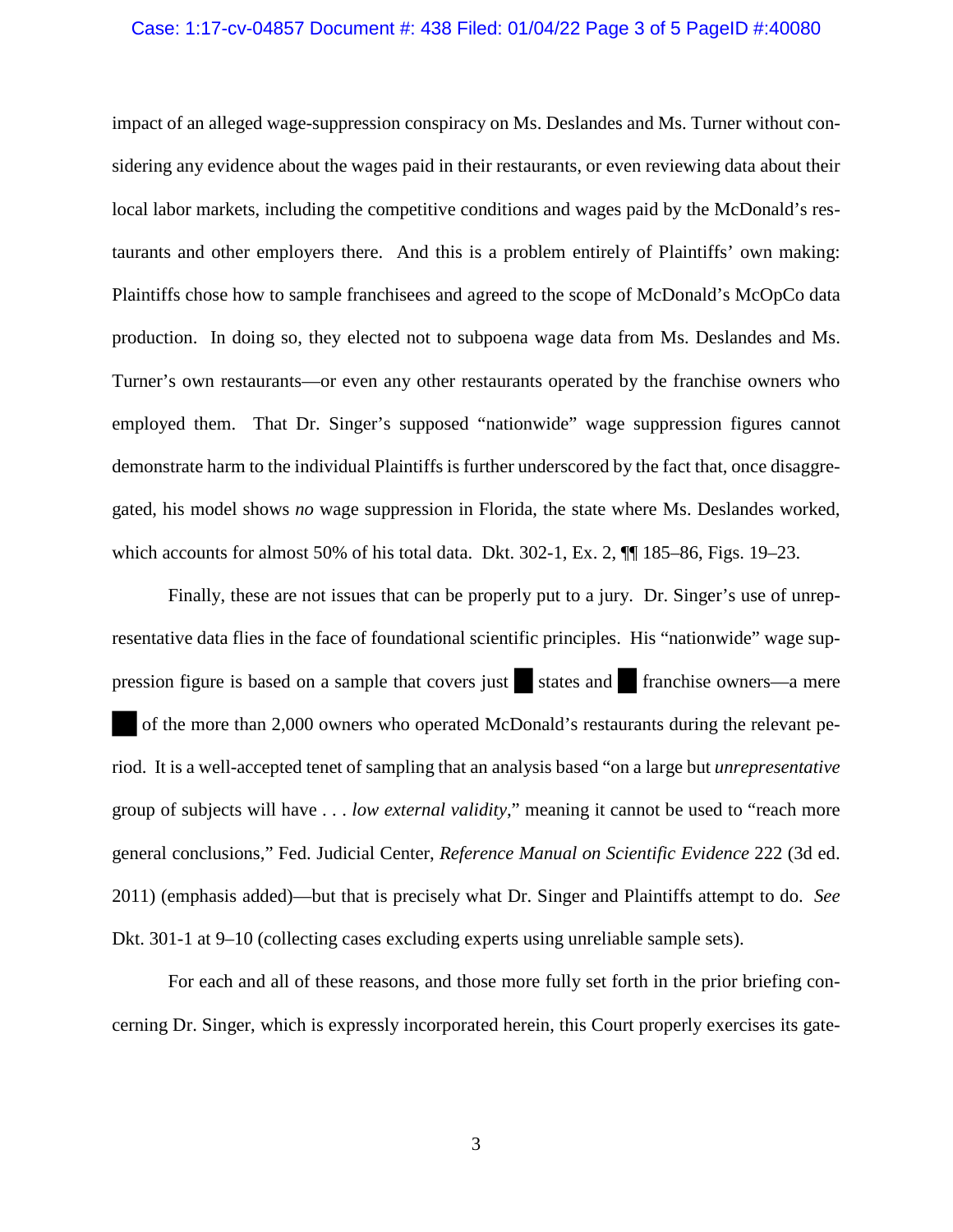impact of an alleged wage-suppression conspiracy on Ms. Deslandes and Ms. Turner without considering any evidence about the wages paid in their restaurants, or even reviewing data about their local labor markets, including the competitive conditions and wages paid by the McDonald's restaurants and other employers there. And this is a problem entirely of Plaintiffs' own making: Plaintiffs chose how to sample franchisees and agreed to the scope of McDonald's McOpCo data production. In doing so, they elected not to subpoena wage data from Ms. Deslandes and Ms. Turner's own restaurants—or even any other restaurants operated by the franchise owners who employed them. That Dr. Singer's supposed "nationwide" wage suppression figures cannot demonstrate harm to the individual Plaintiffs is further underscored by the fact that, once disaggregated, his model shows *no* wage suppression in Florida, the state where Ms. Deslandes worked, which accounts for almost 50% of his total data. Dkt. 302-1, Ex. 2, ¶¶ 185–86, Figs. 19–23.

Finally, these are not issues that can be properly put to a jury. Dr. Singer's use of unrepresentative data flies in the face of foundational scientific principles. His "nationwide" wage suppression figure is based on a sample that covers just ██ states and ██ franchise owners—a mere ██ of the more than 2,000 owners who operated McDonald's restaurants during the relevant period. It is a well-accepted tenet of sampling that an analysis based "on a large but *unrepresentative* group of subjects will have . . . *low external validity*," meaning it cannot be used to "reach more general conclusions," Fed. Judicial Center, *Reference Manual on Scientific Evidence* 222 (3d ed. 2011) (emphasis added)—but that is precisely what Dr. Singer and Plaintiffs attempt to do. *See* Dkt. 301-1 at 9–10 (collecting cases excluding experts using unreliable sample sets).

For each and all of these reasons, and those more fully set forth in the prior briefing concerning Dr. Singer, which is expressly incorporated herein, this Court properly exercises its gate-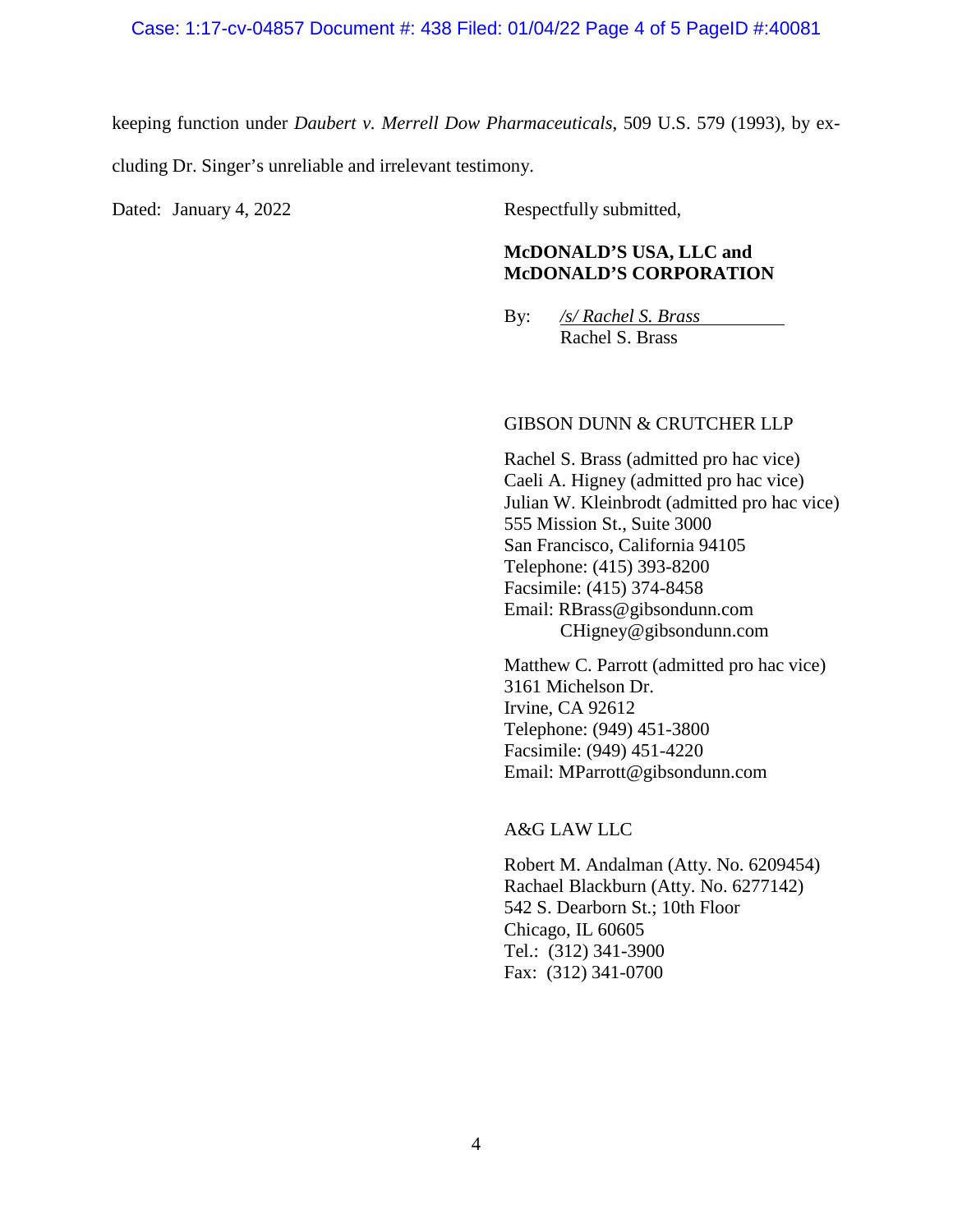keeping function under *Daubert v. Merrell Dow Pharmaceuticals*, 509 U.S. 579 (1993), by excluding Dr. Singer's unreliable and irrelevant testimony.

Dated: January 4, 2022

Respectfully submitted,

**McDONALD'S USA, LLC and McDONALD'S CORPORATION**

By: */s/ Rachel S. Brass*
Rachel S. Brass

GIBSON DUNN & CRUTCHER LLP

Rachel S. Brass (admitted pro hac vice)
Caeli A. Higney (admitted pro hac vice)
Julian W. Kleinbrodt (admitted pro hac vice)
555 Mission St., Suite 3000
San Francisco, California 94105
Telephone: (415) 393-8200
Facsimile: (415) 374-8458
Email: RBrass@gibsondunn.com
CHigney@gibsondunn.com

Matthew C. Parrott (admitted pro hac vice)
3161 Michelson Dr.
Irvine, CA 92612
Telephone: (949) 451-3800
Facsimile: (949) 451-4220
Email: MParrott@gibsondunn.com

A&G LAW LLC

Robert M. Andalman (Atty. No. 6209454)
Rachael Blackburn (Atty. No. 6277142)
542 S. Dearborn St.; 10th Floor
Chicago, IL 60605
Tel.: (312) 341-3900
Fax: (312) 341-0700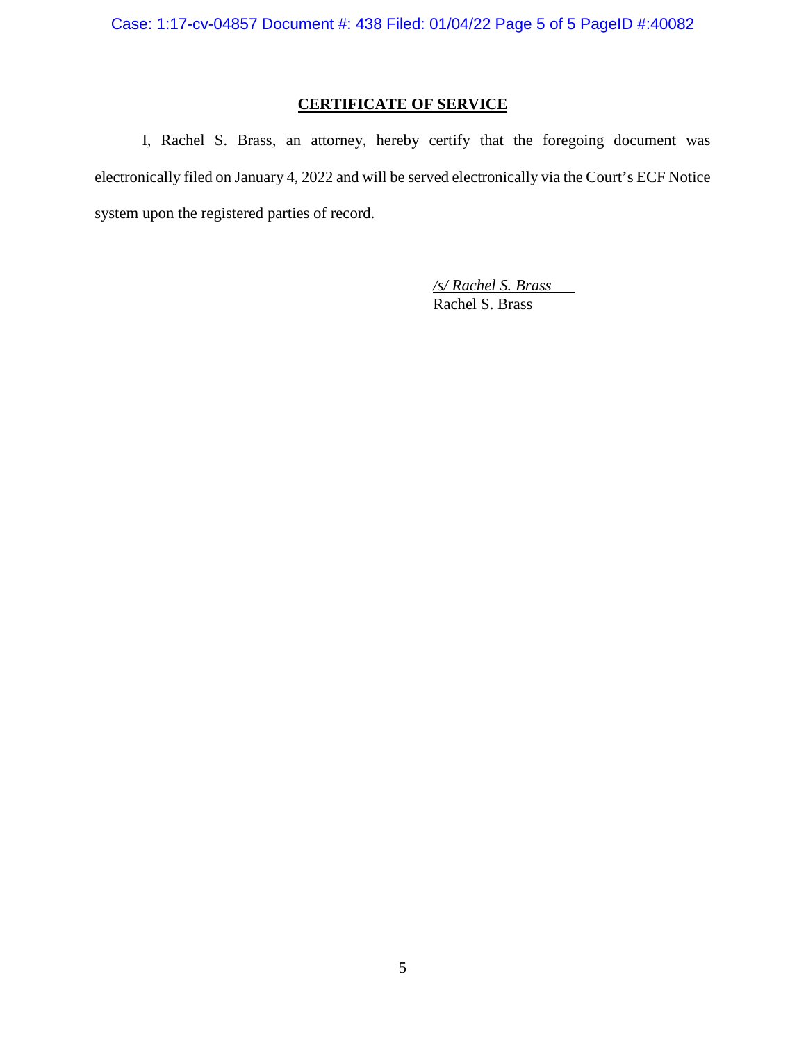## CERTIFICATE OF SERVICE

I, Rachel S. Brass, an attorney, hereby certify that the foregoing document was electronically filed on January 4, 2022 and will be served electronically via the Court's ECF Notice system upon the registered parties of record.

*/s/ Rachel S. Brass*
Rachel S. Brass